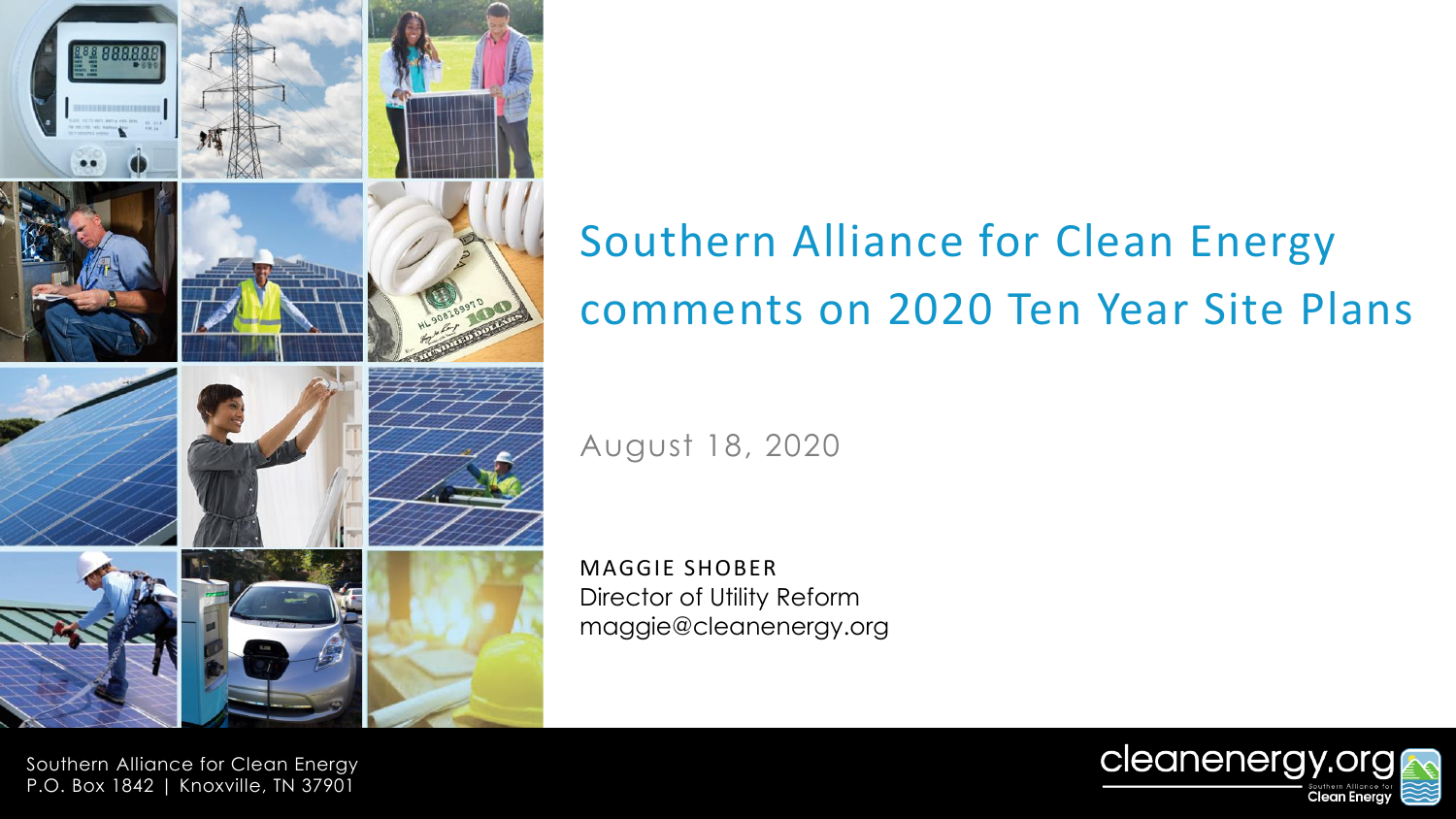# Southern Alliance for Clean Energy comments on 2020 Ten Year Site Plans

August 18, 2020

MAGGIE SHOBER
Director of Utility Reform
maggie@cleanenergy.org

Southern Alliance for Clean Energy
P.O. Box 1842 | Knoxville, TN 37901

cleanenergy.org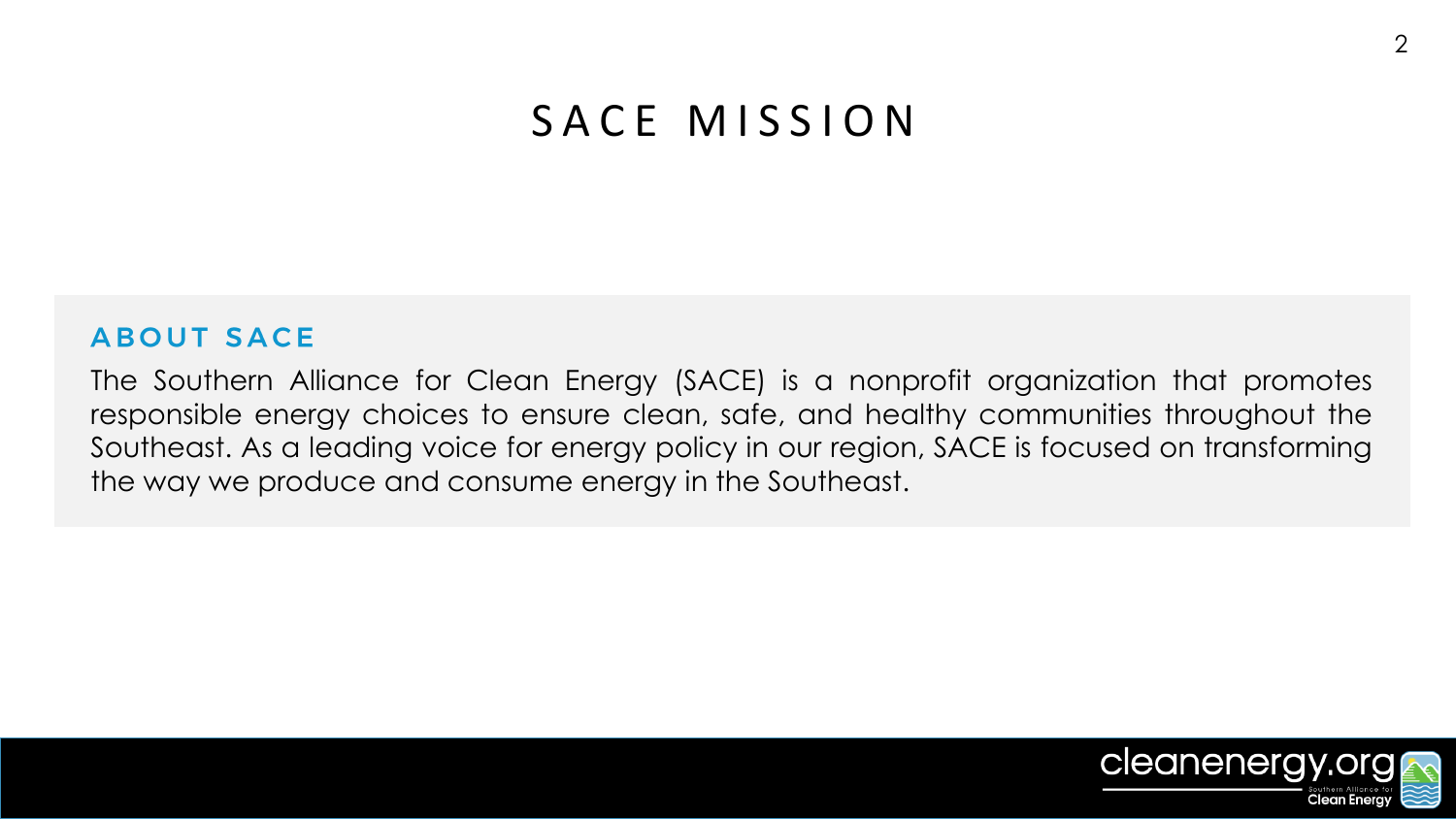# SACE MISSION

## ABOUT SACE

The Southern Alliance for Clean Energy (SACE) is a nonprofit organization that promotes responsible energy choices to ensure clean, safe, and healthy communities throughout the Southeast. As a leading voice for energy policy in our region, SACE is focused on transforming the way we produce and consume energy in the Southeast.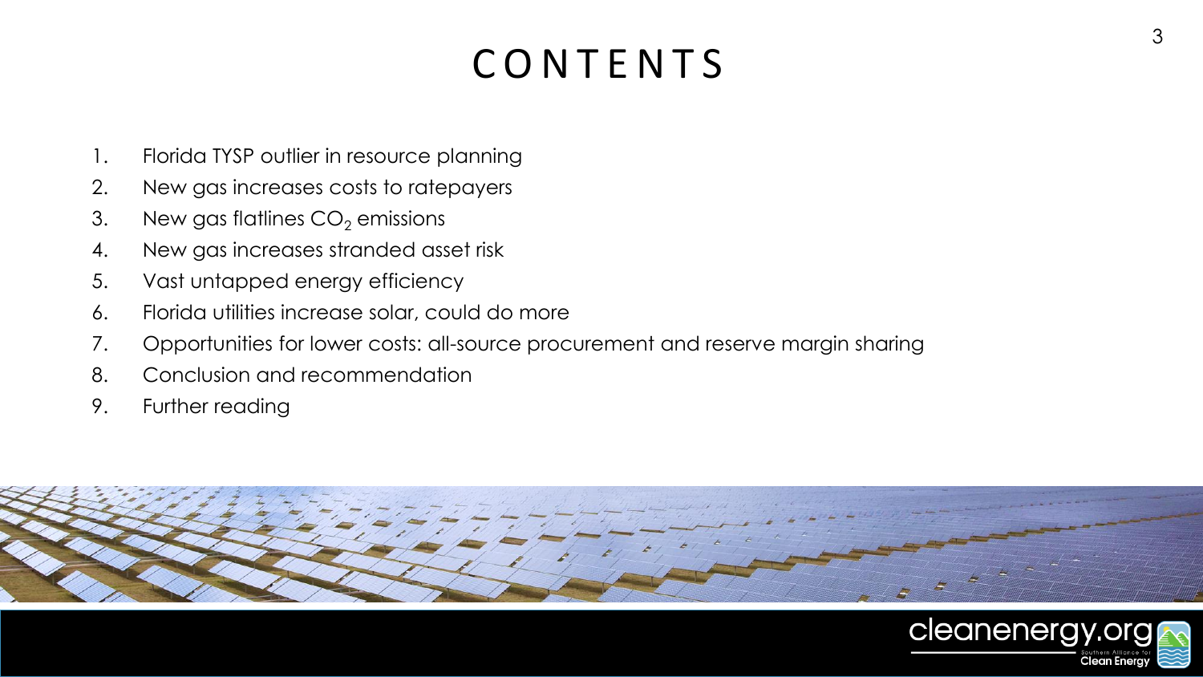# CONTENTS

1. Florida TYSP outlier in resource planning
2. New gas increases costs to ratepayers
3. New gas flatlines $CO_2$ emissions
4. New gas increases stranded asset risk
5. Vast untapped energy efficiency
6. Florida utilities increase solar, could do more
7. Opportunities for lower costs: all-source procurement and reserve margin sharing
8. Conclusion and recommendation
9. Further reading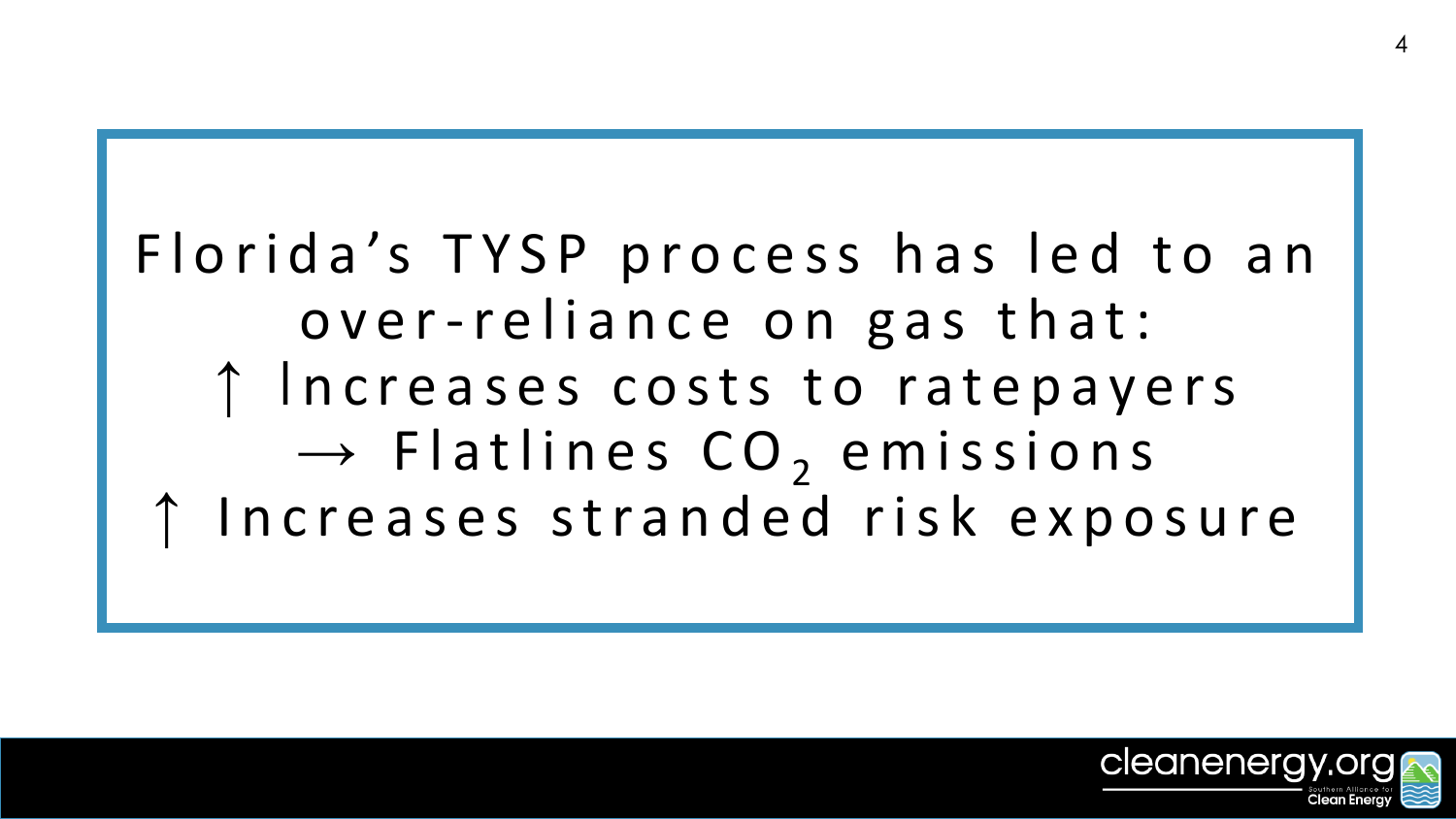Florida's TYSP process has led to an over-reliance on gas that:

↑ Increases costs to ratepayers

→ Flatlines $CO_2$ emissions

↑ Increases stranded risk exposure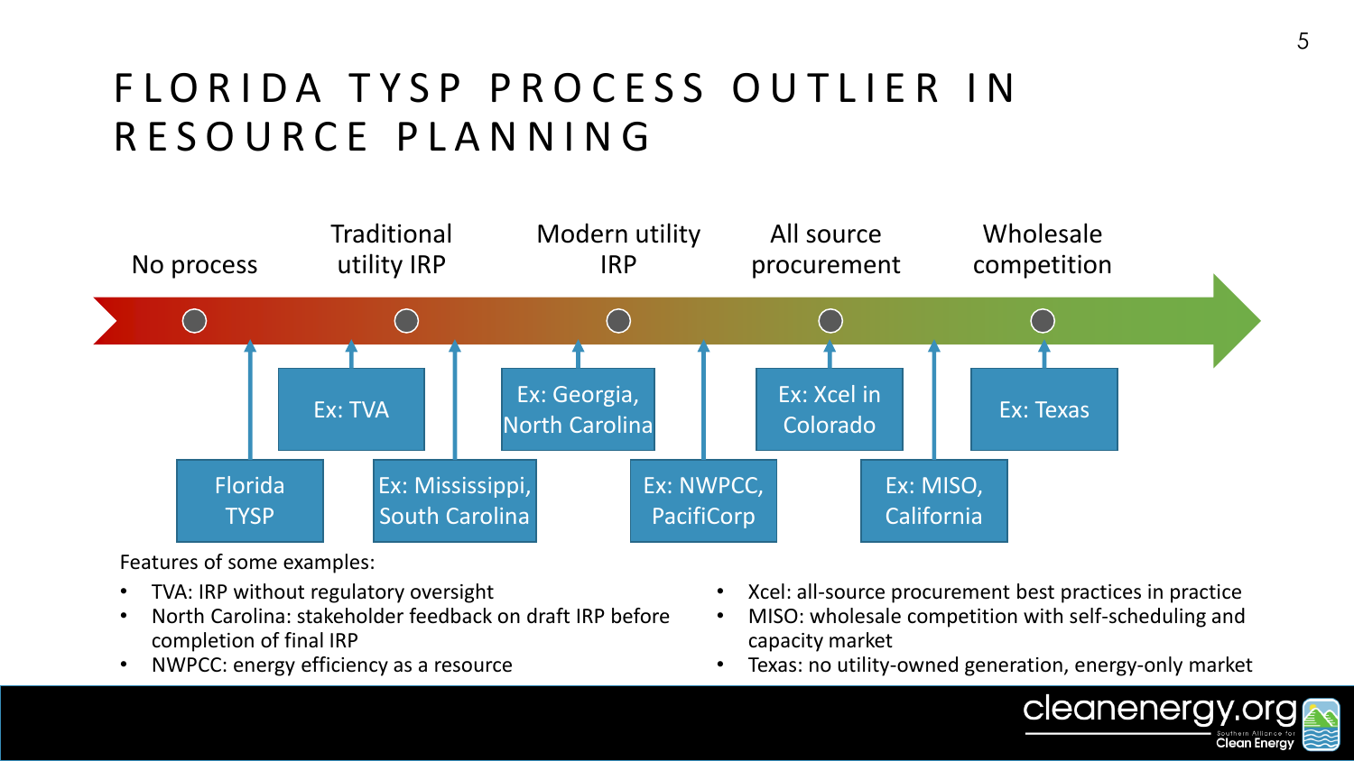# FLORIDA TYSP PROCESS OUTLIER IN RESOURCE PLANNING

No process → Traditional utility IRP → Modern utility IRP → All source procurement → Wholesale competition

- Florida TYSP
- Ex: TVA
- Ex: Mississippi, South Carolina
- Ex: Georgia, North Carolina
- Ex: NWPCC, PacifiCorp
- Ex: Xcel in Colorado
- Ex: MISO, California
- Ex: Texas

Features of some examples:

- TVA: IRP without regulatory oversight
- North Carolina: stakeholder feedback on draft IRP before completion of final IRP
- NWPCC: energy efficiency as a resource
- Xcel: all-source procurement best practices in practice
- MISO: wholesale competition with self-scheduling and capacity market
- Texas: no utility-owned generation, energy-only market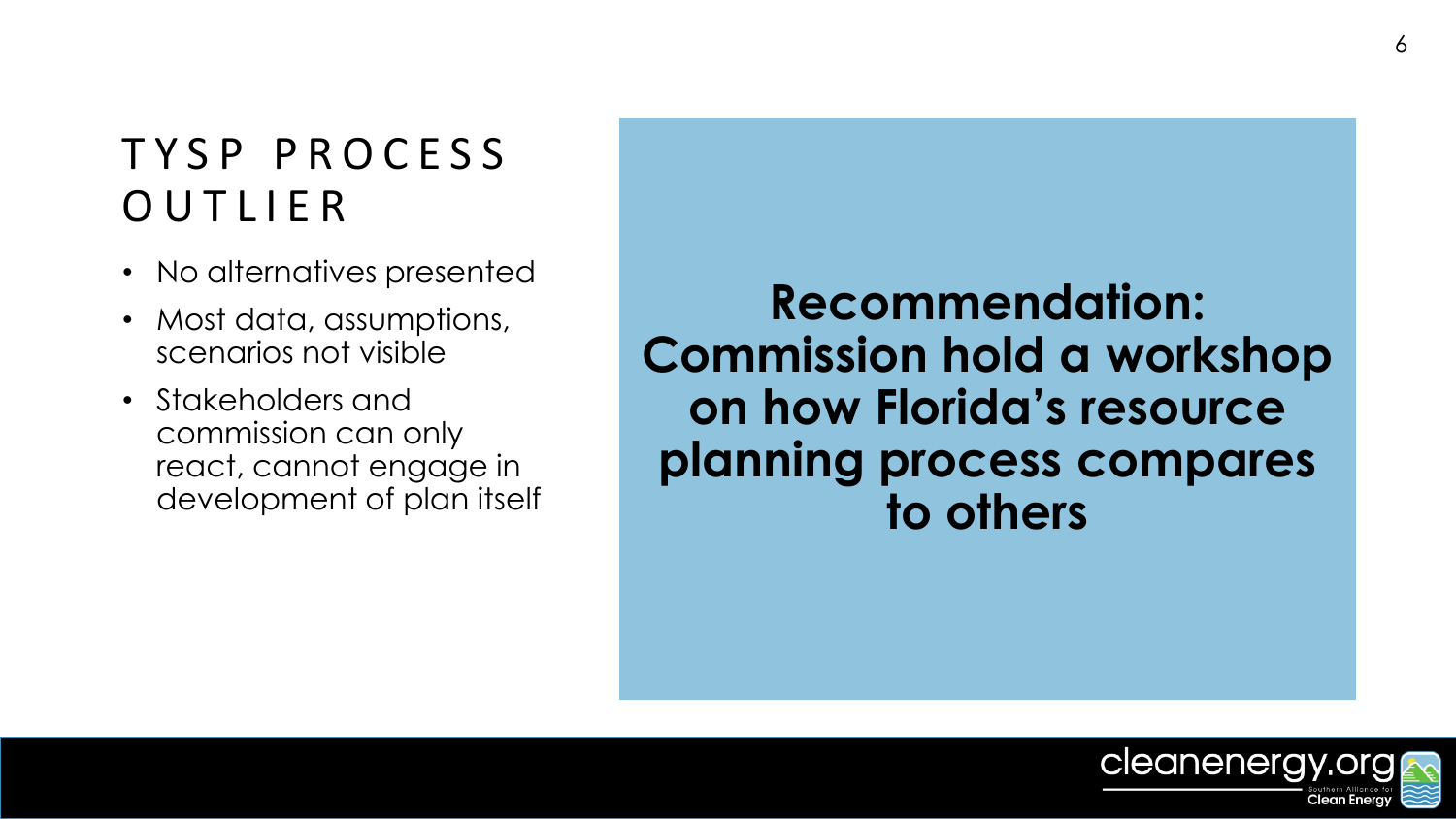# TYSP PROCESS OUTLIER

- No alternatives presented
- Most data, assumptions, scenarios not visible
- Stakeholders and commission can only react, cannot engage in development of plan itself

**Recommendation: Commission hold a workshop on how Florida's resource planning process compares to others**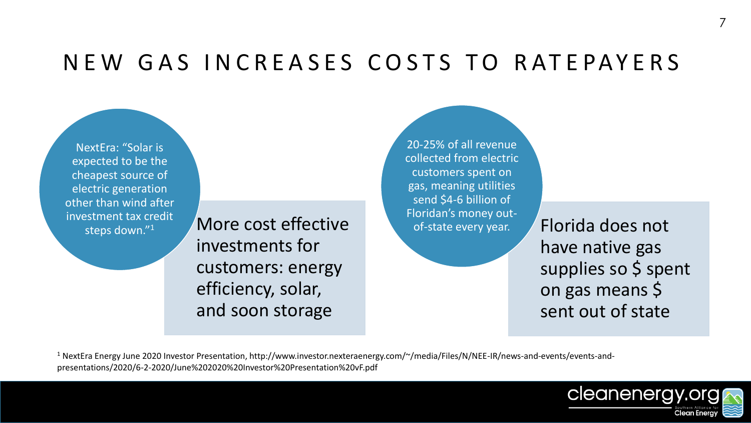# NEW GAS INCREASES COSTS TO RATEPAYERS

NextEra: "Solar is expected to be the cheapest source of electric generation other than wind after investment tax credit steps down."[1]

More cost effective investments for customers: energy efficiency, solar, and soon storage

20-25% of all revenue collected from electric customers spent on gas, meaning utilities send $4-6 billion of Floridan's money out-of-state every year.

Florida does not have native gas supplies so $ spent on gas means $ sent out of state

[1] NextEra Energy June 2020 Investor Presentation, http://www.investor.nexteraenergy.com/~/media/Files/N/NEE-IR/news-and-events/events-and-presentations/2020/6-2-2020/June%202020%20Investor%20Presentation%20vF.pdf

cleanenergy.org Southern Alliance for Clean Energy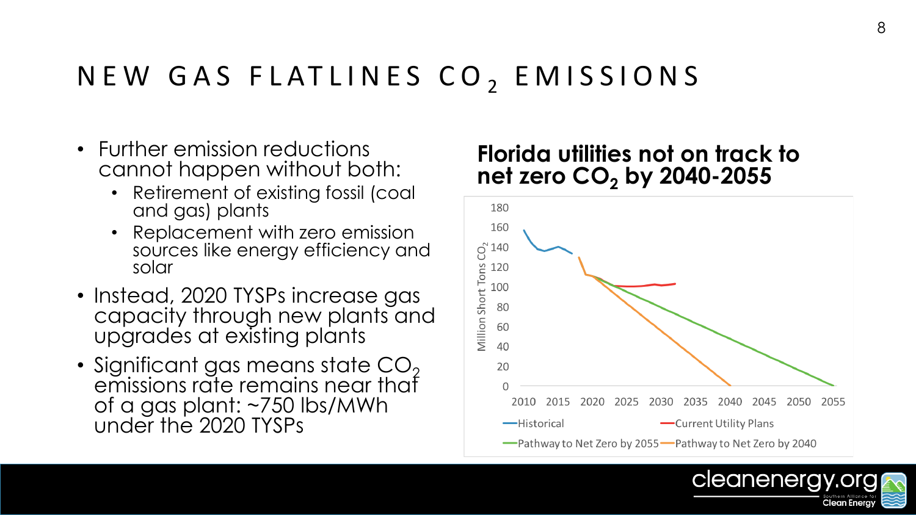# NEW GAS FLATLINES $CO_2$ EMISSIONS

- Further emission reductions cannot happen without both:
  - Retirement of existing fossil (coal and gas) plants
  - Replacement with zero emission sources like energy efficiency and solar
- Instead, 2020 TYSPs increase gas capacity through new plants and upgrades at existing plants
- Significant gas means state $CO_2$ emissions rate remains near that of a gas plant: ~750 lbs/MWh under the 2020 TYSPs

## Florida utilities not on track to net zero $CO_2$ by 2040-2055

Million Short Tons $CO_2$

180
160
140
120
100
80
60
40
20
0

2010 2015 2020 2025 2030 2035 2040 2045 2050 2055

Historical — Current Utility Plans — Pathway to Net Zero by 2055 — Pathway to Net Zero by 2040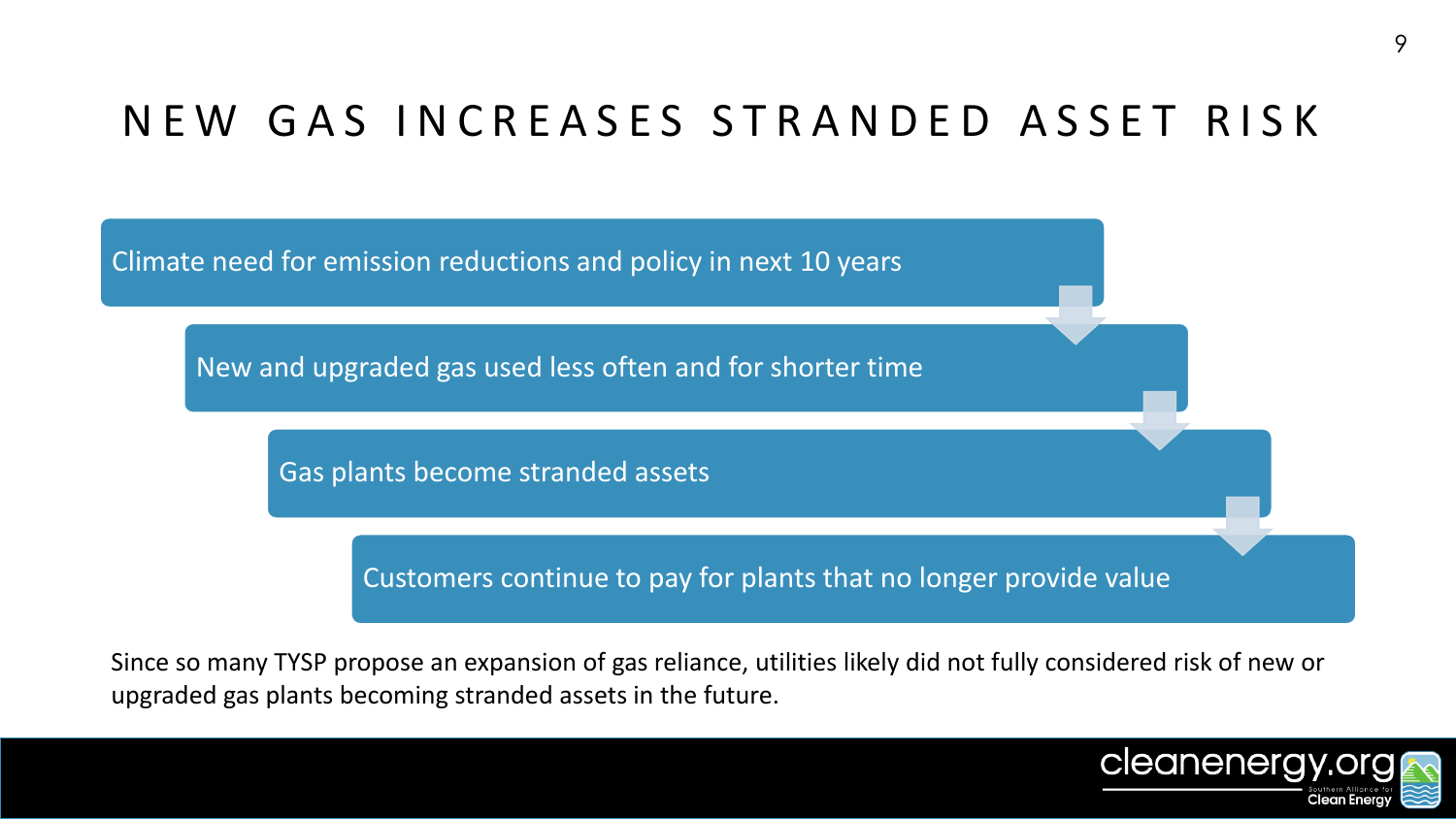# NEW GAS INCREASES STRANDED ASSET RISK

- Climate need for emission reductions and policy in next 10 years
- New and upgraded gas used less often and for shorter time
- Gas plants become stranded assets
- Customers continue to pay for plants that no longer provide value

Since so many TYSP propose an expansion of gas reliance, utilities likely did not fully considered risk of new or upgraded gas plants becoming stranded assets in the future.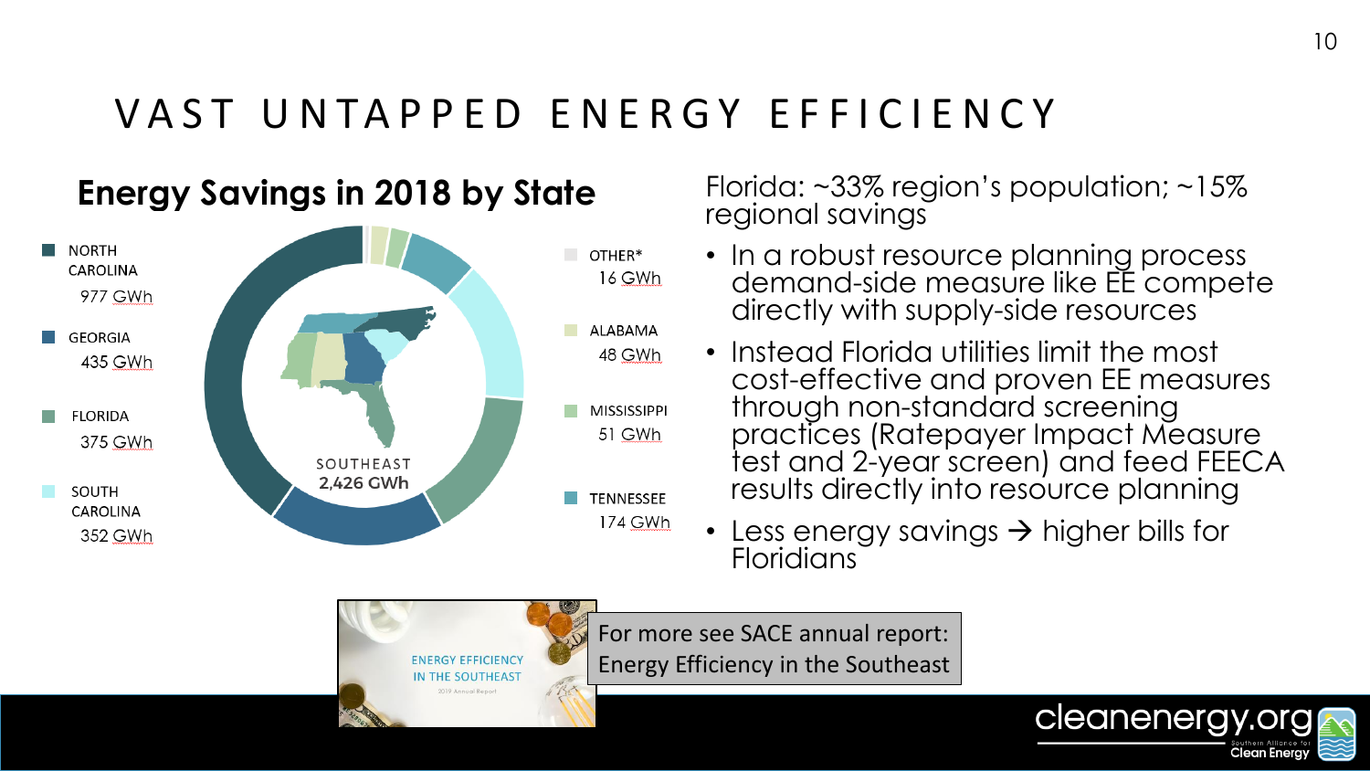# VAST UNTAPPED ENERGY EFFICIENCY

## Energy Savings in 2018 by State

| State | Savings |
|---|---|
| NORTH CAROLINA | 977 GWh |
| GEORGIA | 435 GWh |
| FLORIDA | 375 GWh |
| SOUTH CAROLINA | 352 GWh |
| OTHER* | 16 GWh |
| ALABAMA | 48 GWh |
| MISSISSIPPI | 51 GWh |
| TENNESSEE | 174 GWh |
| SOUTHEAST | 2,426 GWh |

Florida: ~33% region's population; ~15% regional savings

- In a robust resource planning process demand-side measure like EE compete directly with supply-side resources
- Instead Florida utilities limit the most cost-effective and proven EE measures through non-standard screening practices (Ratepayer Impact Measure test and 2-year screen) and feed FEECA results directly into resource planning
- Less energy savings → higher bills for Floridians

ENERGY EFFICIENCY IN THE SOUTHEAST
2019 Annual Report

For more see SACE annual report: Energy Efficiency in the Southeast

cleanenergy.org Southern Alliance for Clean Energy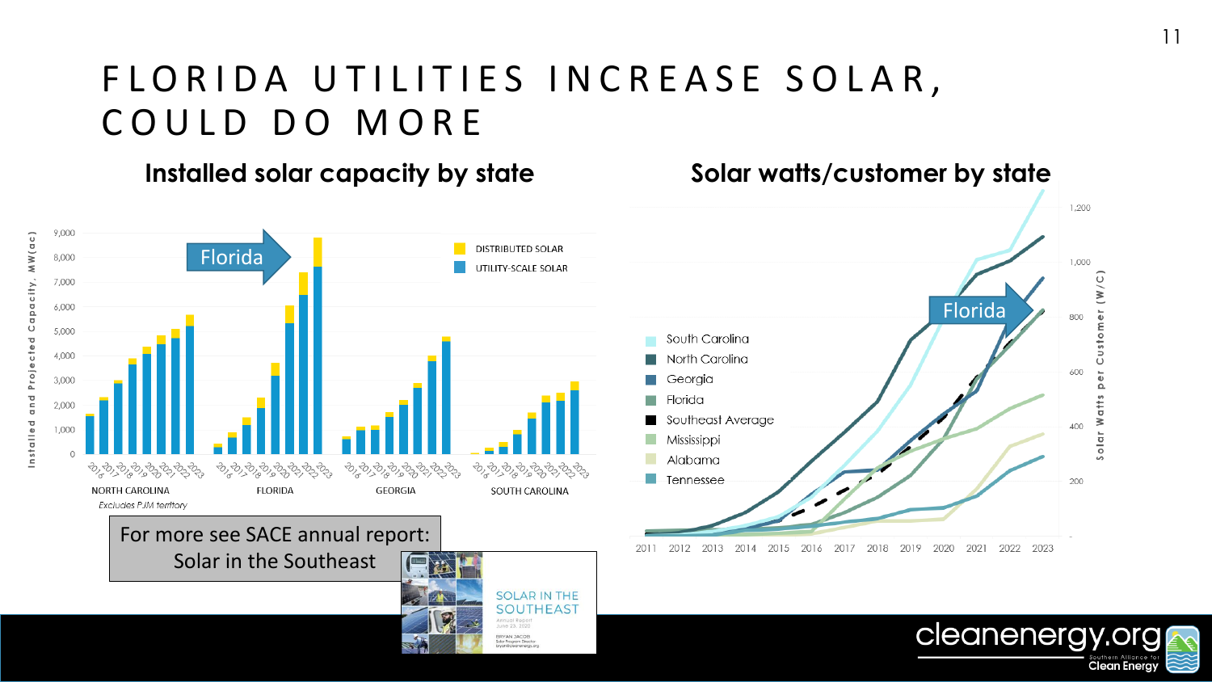# FLORIDA UTILITIES INCREASE SOLAR, COULD DO MORE

## Installed solar capacity by state

Installed and Projected Capacity, MW(ac)

9,000
8,000
7,000
6,000
5,000
4,000
3,000
2,000
1,000
0

Florida

DISTRIBUTED SOLAR
UTILITY-SCALE SOLAR

2016 2017 2018 2019 2020 2021 2022 2023

NORTH CAROLINA — *Excludes PJM territory*
FLORIDA
GEORGIA
SOUTH CAROLINA

For more see SACE annual report: Solar in the Southeast

SOLAR IN THE SOUTHEAST
Annual Report
June 25, 2020
BRYAN JACOB
Solar Program Director
bryan@cleanenergy.org

## Solar watts/customer by state

Solar Watts per Customer (W/C)

1,200
1,000
800
600
400
200
-

Florida

South Carolina
North Carolina
Georgia
Florida
Southeast Average
Mississippi
Alabama
Tennessee

2011 2012 2013 2014 2015 2016 2017 2018 2019 2020 2021 2022 2023

cleanenergy.org
Southern Alliance for Clean Energy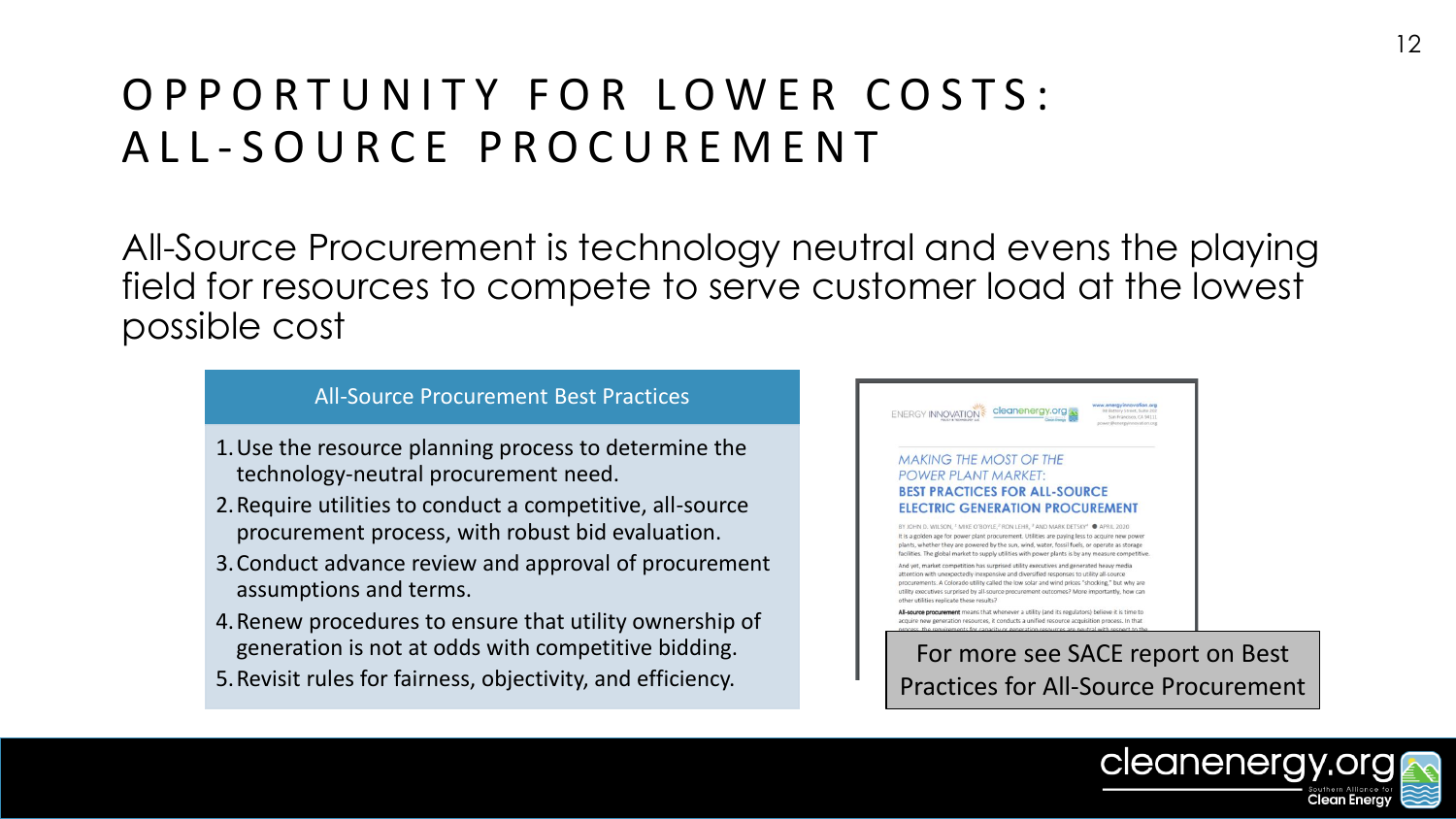# OPPORTUNITY FOR LOWER COSTS: ALL-SOURCE PROCUREMENT

All-Source Procurement is technology neutral and evens the playing field for resources to compete to serve customer load at the lowest possible cost

### All-Source Procurement Best Practices

1. Use the resource planning process to determine the technology-neutral procurement need.
2. Require utilities to conduct a competitive, all-source procurement process, with robust bid evaluation.
3. Conduct advance review and approval of procurement assumptions and terms.
4. Renew procedures to ensure that utility ownership of generation is not at odds with competitive bidding.
5. Revisit rules for fairness, objectivity, and efficiency.

For more see SACE report on Best Practices for All-Source Procurement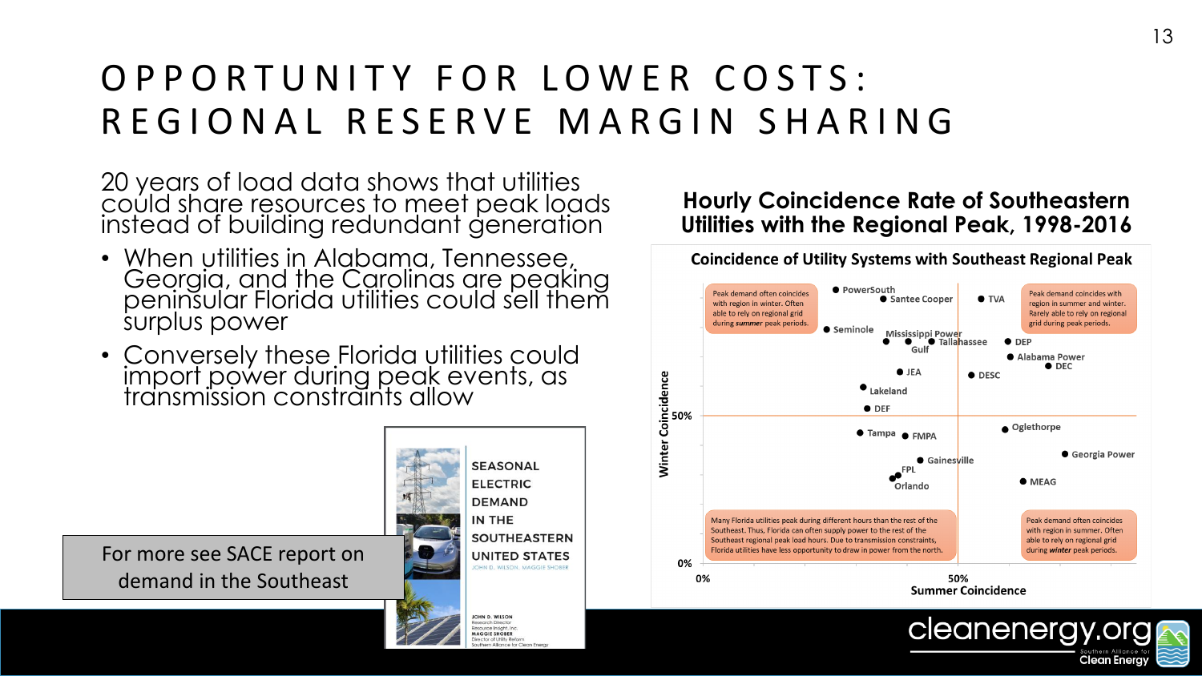# OPPORTUNITY FOR LOWER COSTS: REGIONAL RESERVE MARGIN SHARING

20 years of load data shows that utilities could share resources to meet peak loads instead of building redundant generation

- When utilities in Alabama, Tennessee, Georgia, and the Carolinas are peaking peninsular Florida utilities could sell them surplus power
- Conversely these Florida utilities could import power during peak events, as transmission constraints allow

For more see SACE report on demand in the Southeast

SEASONAL ELECTRIC DEMAND IN THE SOUTHEASTERN UNITED STATES

JOHN D. WILSON, MAGGIE SHOBER

JOHN D. WILSON
Research Director
Resource Insight, Inc.
MAGGIE SHOBER
Director of Utility Reform
Southern Alliance for Clean Energy

## Hourly Coincidence Rate of Southeastern Utilities with the Regional Peak, 1998-2016

**Coincidence of Utility Systems with Southeast Regional Peak**

Peak demand often coincides with region in winter. Often able to rely on regional grid during *summer* peak periods.

Peak demand coincides with region in summer and winter. Rarely able to rely on regional grid during peak periods.

Many Florida utilities peak during different hours than the rest of the Southeast. Thus, Florida can often supply power to the rest of the Southeast regional peak load hours. Due to transmission constraints, Florida utilities have less opportunity to draw in power from the north.

Peak demand often coincides with region in summer. Often able to rely on regional grid during *winter* peak periods.

PowerSouth, Santee Cooper, TVA, Seminole, Mississippi Power, Gulf, Tallahassee, DEP, Alabama Power, DEC, JEA, DESC, Lakeland, DEF, Oglethorpe, Tampa, FMPA, Gainesville, Georgia Power, FPL, Orlando, MEAG

Winter Coincidence: 0%, 50%

Summer Coincidence: 0%, 50%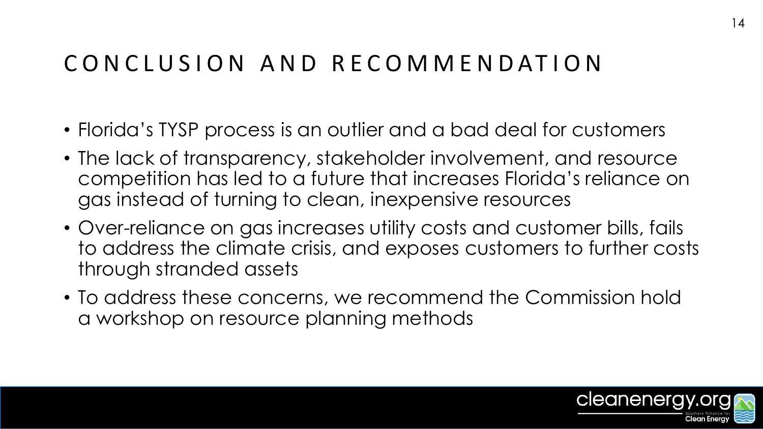# CONCLUSION AND RECOMMENDATION

- Florida's TYSP process is an outlier and a bad deal for customers
- The lack of transparency, stakeholder involvement, and resource competition has led to a future that increases Florida's reliance on gas instead of turning to clean, inexpensive resources
- Over-reliance on gas increases utility costs and customer bills, fails to address the climate crisis, and exposes customers to further costs through stranded assets
- To address these concerns, we recommend the Commission hold a workshop on resource planning methods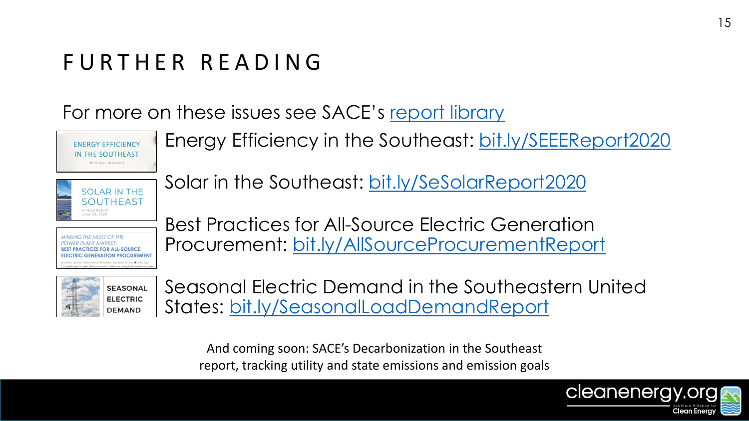# FURTHER READING

For more on these issues see SACE's report library

Energy Efficiency in the Southeast: bit.ly/SEEEReport2020

Solar in the Southeast: bit.ly/SeSolarReport2020

Best Practices for All-Source Electric Generation Procurement: bit.ly/AllSourceProcurementReport

Seasonal Electric Demand in the Southeastern United States: bit.ly/SeasonalLoadDemandReport

And coming soon: SACE's Decarbonization in the Southeast report, tracking utility and state emissions and emission goals